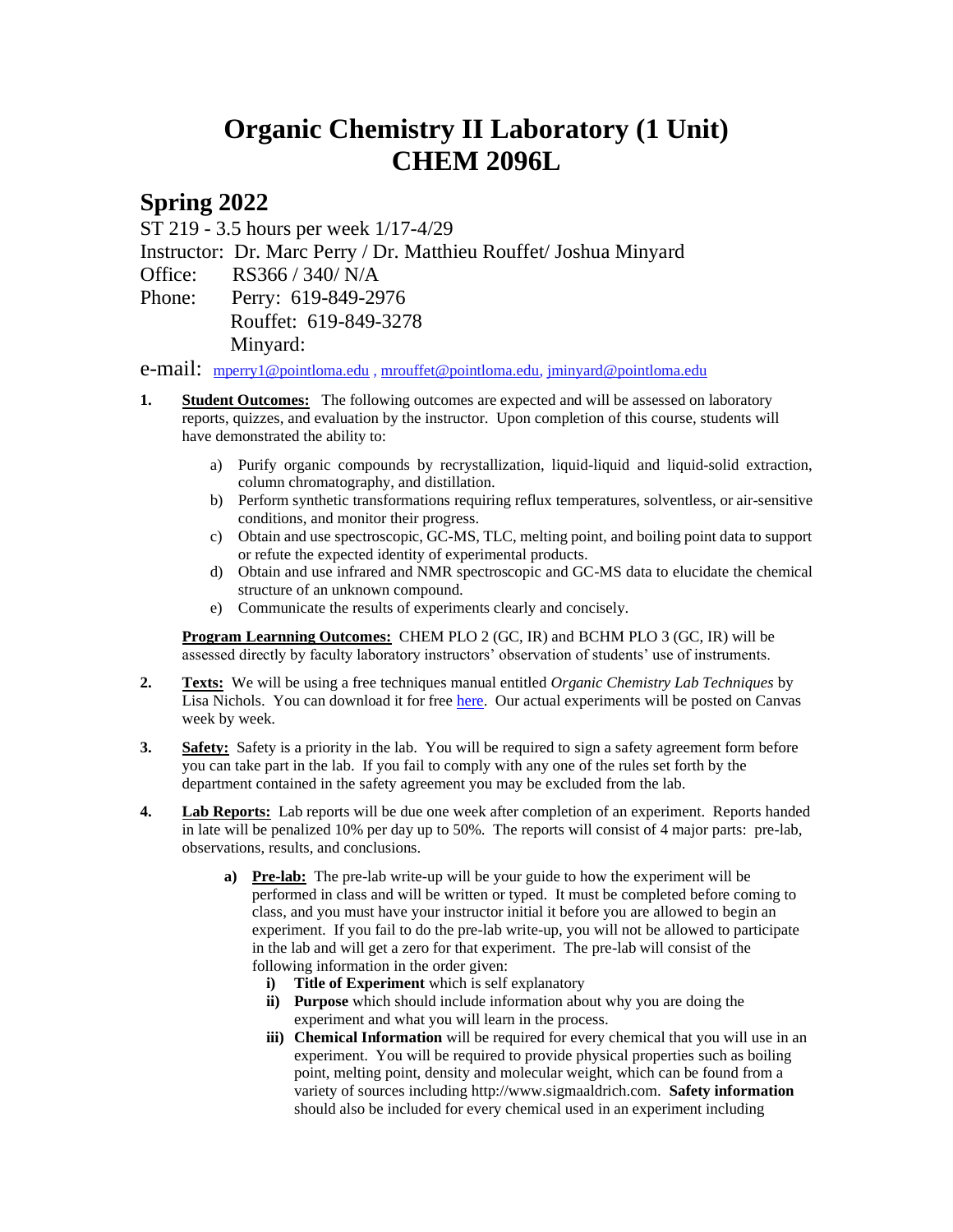# Organic Chemistry II Laboratory (1 Unit)
# CHEM 2096L

## Spring 2022

ST 219 - 3.5 hours per week 1/17-4/29

Instructor: Dr. Marc Perry / Dr. Matthieu Rouffet/ Joshua Minyard

Office: RS366 / 340/ N/A

Phone: Perry: 619-849-2976
Rouffet: 619-849-3278
Minyard:

e-mail: mperry1@pointloma.edu , mrouffet@pointloma.edu, jminyard@pointloma.edu

1. **Student Outcomes:** The following outcomes are expected and will be assessed on laboratory reports, quizzes, and evaluation by the instructor. Upon completion of this course, students will have demonstrated the ability to:

   a) Purify organic compounds by recrystallization, liquid-liquid and liquid-solid extraction, column chromatography, and distillation.
   b) Perform synthetic transformations requiring reflux temperatures, solventless, or air-sensitive conditions, and monitor their progress.
   c) Obtain and use spectroscopic, GC-MS, TLC, melting point, and boiling point data to support or refute the expected identity of experimental products.
   d) Obtain and use infrared and NMR spectroscopic and GC-MS data to elucidate the chemical structure of an unknown compound.
   e) Communicate the results of experiments clearly and concisely.

   **Program Learnning Outcomes:** CHEM PLO 2 (GC, IR) and BCHM PLO 3 (GC, IR) will be assessed directly by faculty laboratory instructors' observation of students' use of instruments.

2. **Texts:** We will be using a free techniques manual entitled *Organic Chemistry Lab Techniques* by Lisa Nichols. You can download it for free here. Our actual experiments will be posted on Canvas week by week.

3. **Safety:** Safety is a priority in the lab. You will be required to sign a safety agreement form before you can take part in the lab. If you fail to comply with any one of the rules set forth by the department contained in the safety agreement you may be excluded from the lab.

4. **Lab Reports:** Lab reports will be due one week after completion of an experiment. Reports handed in late will be penalized 10% per day up to 50%. The reports will consist of 4 major parts: pre-lab, observations, results, and conclusions.

   a) **Pre-lab:** The pre-lab write-up will be your guide to how the experiment will be performed in class and will be written or typed. It must be completed before coming to class, and you must have your instructor initial it before you are allowed to begin an experiment. If you fail to do the pre-lab write-up, you will not be allowed to participate in the lab and will get a zero for that experiment. The pre-lab will consist of the following information in the order given:
      i) **Title of Experiment** which is self explanatory
      ii) **Purpose** which should include information about why you are doing the experiment and what you will learn in the process.
      iii) **Chemical Information** will be required for every chemical that you will use in an experiment. You will be required to provide physical properties such as boiling point, melting point, density and molecular weight, which can be found from a variety of sources including http://www.sigmaaldrich.com. **Safety information** should also be included for every chemical used in an experiment including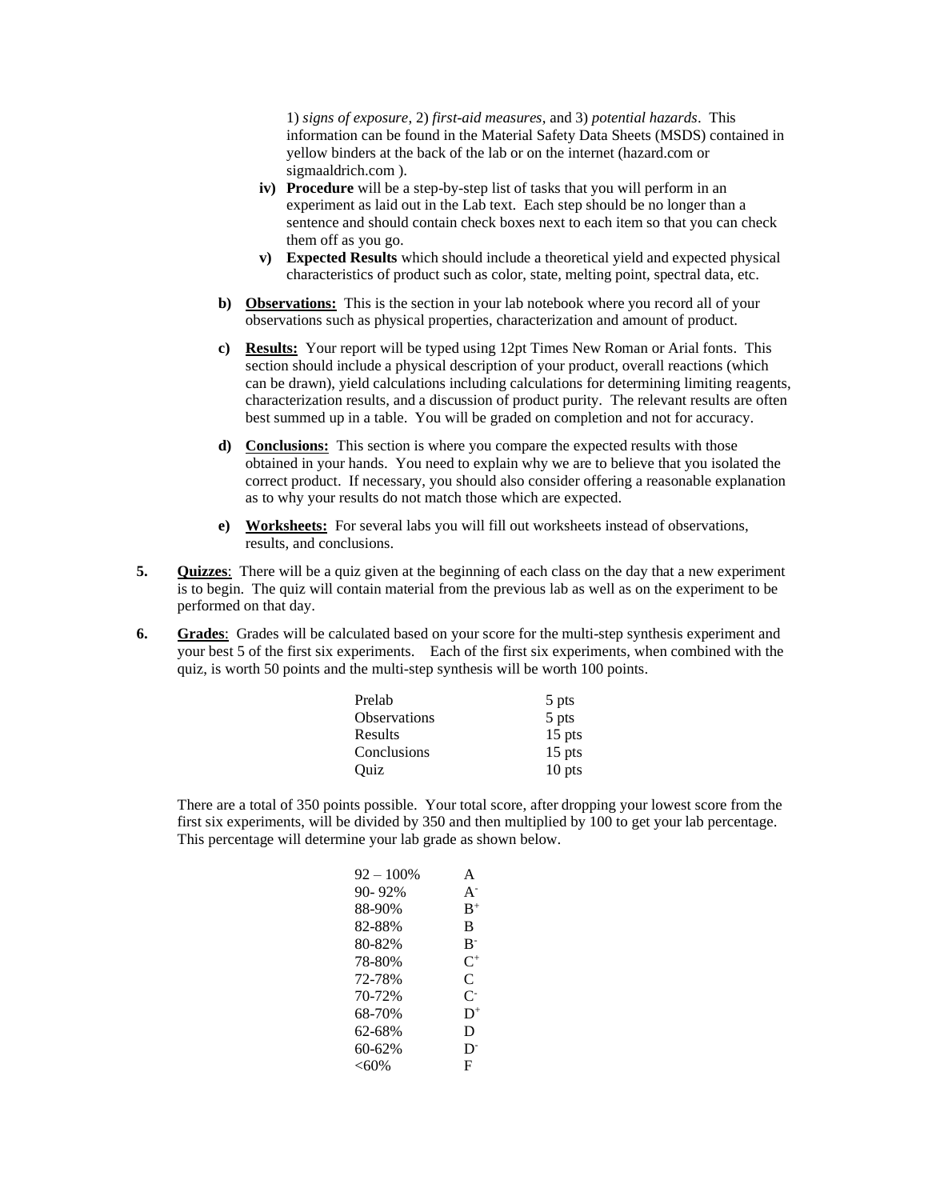1) *signs of exposure*, 2) *first-aid measures*, and 3) *potential hazards*. This information can be found in the Material Safety Data Sheets (MSDS) contained in yellow binders at the back of the lab or on the internet (hazard.com or sigmaaldrich.com ).

  iv) **Procedure** will be a step-by-step list of tasks that you will perform in an experiment as laid out in the Lab text. Each step should be no longer than a sentence and should contain check boxes next to each item so that you can check them off as you go.

  v) **Expected Results** which should include a theoretical yield and expected physical characteristics of product such as color, state, melting point, spectral data, etc.

b) **<u>Observations:</u>** This is the section in your lab notebook where you record all of your observations such as physical properties, characterization and amount of product.

c) **<u>Results:</u>** Your report will be typed using 12pt Times New Roman or Arial fonts. This section should include a physical description of your product, overall reactions (which can be drawn), yield calculations including calculations for determining limiting reagents, characterization results, and a discussion of product purity. The relevant results are often best summed up in a table. You will be graded on completion and not for accuracy.

d) **<u>Conclusions:</u>** This section is where you compare the expected results with those obtained in your hands. You need to explain why we are to believe that you isolated the correct product. If necessary, you should also consider offering a reasonable explanation as to why your results do not match those which are expected.

e) **<u>Worksheets:</u>** For several labs you will fill out worksheets instead of observations, results, and conclusions.

**5. <u>Quizzes</u>**: There will be a quiz given at the beginning of each class on the day that a new experiment is to begin. The quiz will contain material from the previous lab as well as on the experiment to be performed on that day.

**6. <u>Grades</u>**: Grades will be calculated based on your score for the multi-step synthesis experiment and your best 5 of the first six experiments. Each of the first six experiments, when combined with the quiz, is worth 50 points and the multi-step synthesis will be worth 100 points.

| | |
|---|---|
| Prelab | 5 pts |
| Observations | 5 pts |
| Results | 15 pts |
| Conclusions | 15 pts |
| Quiz | 10 pts |

There are a total of 350 points possible. Your total score, after dropping your lowest score from the first six experiments, will be divided by 350 and then multiplied by 100 to get your lab percentage. This percentage will determine your lab grade as shown below.

| | |
|---|---|
| 92 – 100% | A |
| 90- 92% | $A^-$ |
| 88-90% | $B^+$ |
| 82-88% | B |
| 80-82% | $B^-$ |
| 78-80% | $C^+$ |
| 72-78% | C |
| 70-72% | $C^-$ |
| 68-70% | $D^+$ |
| 62-68% | D |
| 60-62% | $D^-$ |
| <60% | F |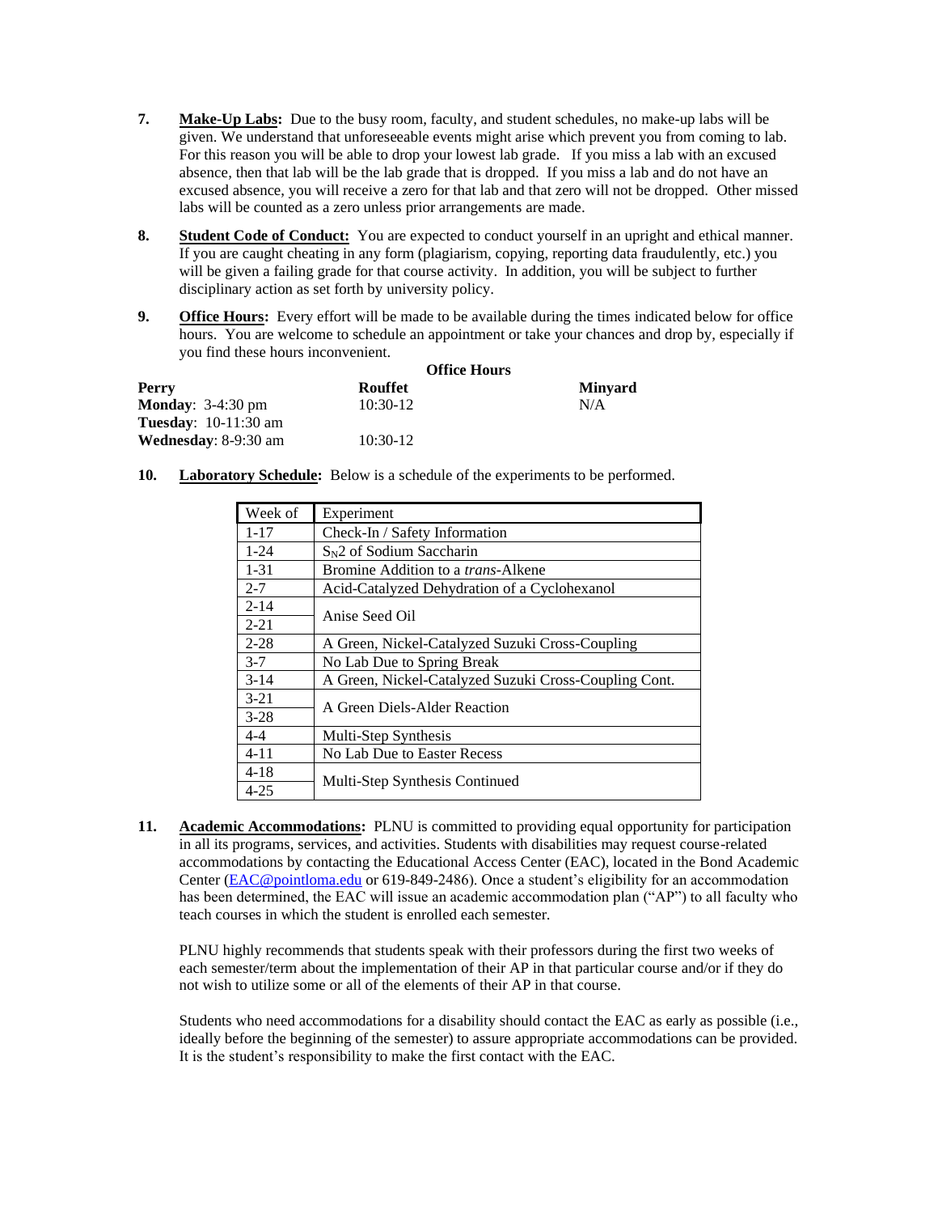7. **Make-Up Labs:** Due to the busy room, faculty, and student schedules, no make-up labs will be given. We understand that unforeseeable events might arise which prevent you from coming to lab. For this reason you will be able to drop your lowest lab grade. If you miss a lab with an excused absence, then that lab will be the lab grade that is dropped. If you miss a lab and do not have an excused absence, you will receive a zero for that lab and that zero will not be dropped. Other missed labs will be counted as a zero unless prior arrangements are made.

8. **Student Code of Conduct:** You are expected to conduct yourself in an upright and ethical manner. If you are caught cheating in any form (plagiarism, copying, reporting data fraudulently, etc.) you will be given a failing grade for that course activity. In addition, you will be subject to further disciplinary action as set forth by university policy.

9. **Office Hours:** Every effort will be made to be available during the times indicated below for office hours. You are welcome to schedule an appointment or take your chances and drop by, especially if you find these hours inconvenient.

**Office Hours**

| **Perry** | **Rouffet** | **Minyard** |
|---|---|---|
| **Monday**: 3-4:30 pm | 10:30-12 | N/A |
| **Tuesday**: 10-11:30 am | | |
| **Wednesday**: 8-9:30 am | 10:30-12 | |

10. **Laboratory Schedule:** Below is a schedule of the experiments to be performed.

| Week of | Experiment |
|---|---|
| 1-17 | Check-In / Safety Information |
| 1-24 | $S_N2$ of Sodium Saccharin |
| 1-31 | Bromine Addition to a *trans*-Alkene |
| 2-7 | Acid-Catalyzed Dehydration of a Cyclohexanol |
| 2-14 | Anise Seed Oil |
| 2-21 | Anise Seed Oil |
| 2-28 | A Green, Nickel-Catalyzed Suzuki Cross-Coupling |
| 3-7 | No Lab Due to Spring Break |
| 3-14 | A Green, Nickel-Catalyzed Suzuki Cross-Coupling Cont. |
| 3-21 | A Green Diels-Alder Reaction |
| 3-28 | A Green Diels-Alder Reaction |
| 4-4 | Multi-Step Synthesis |
| 4-11 | No Lab Due to Easter Recess |
| 4-18 | Multi-Step Synthesis Continued |
| 4-25 | Multi-Step Synthesis Continued |

11. **Academic Accommodations:** PLNU is committed to providing equal opportunity for participation in all its programs, services, and activities. Students with disabilities may request course-related accommodations by contacting the Educational Access Center (EAC), located in the Bond Academic Center (EAC@pointloma.edu or 619-849-2486). Once a student's eligibility for an accommodation has been determined, the EAC will issue an academic accommodation plan ("AP") to all faculty who teach courses in which the student is enrolled each semester.

   PLNU highly recommends that students speak with their professors during the first two weeks of each semester/term about the implementation of their AP in that particular course and/or if they do not wish to utilize some or all of the elements of their AP in that course.

   Students who need accommodations for a disability should contact the EAC as early as possible (i.e., ideally before the beginning of the semester) to assure appropriate accommodations can be provided. It is the student's responsibility to make the first contact with the EAC.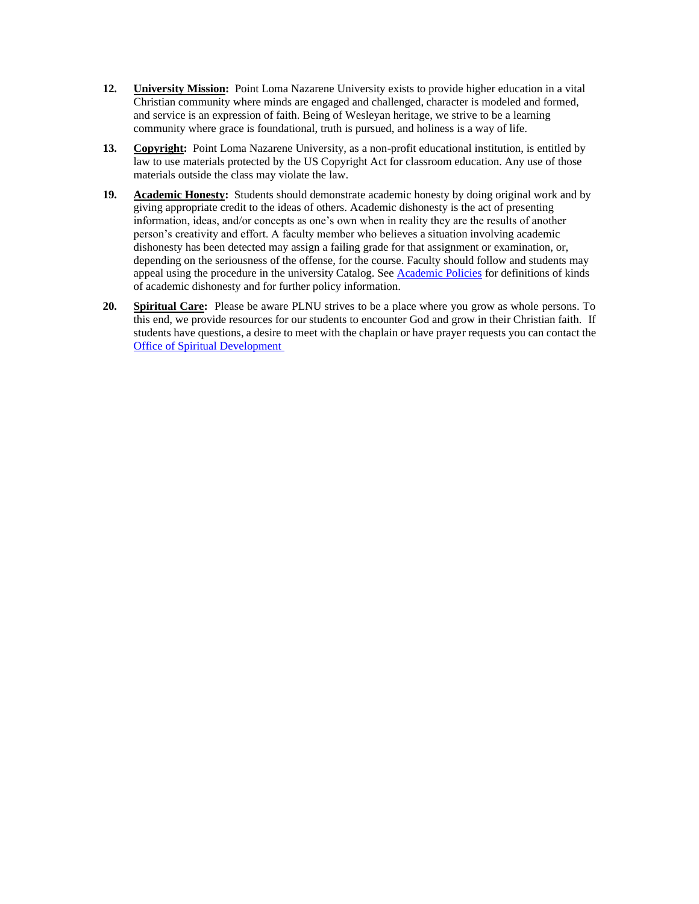12. **University Mission:** Point Loma Nazarene University exists to provide higher education in a vital Christian community where minds are engaged and challenged, character is modeled and formed, and service is an expression of faith. Being of Wesleyan heritage, we strive to be a learning community where grace is foundational, truth is pursued, and holiness is a way of life.

13. **Copyright:** Point Loma Nazarene University, as a non-profit educational institution, is entitled by law to use materials protected by the US Copyright Act for classroom education. Any use of those materials outside the class may violate the law.

19. **Academic Honesty:** Students should demonstrate academic honesty by doing original work and by giving appropriate credit to the ideas of others. Academic dishonesty is the act of presenting information, ideas, and/or concepts as one's own when in reality they are the results of another person's creativity and effort. A faculty member who believes a situation involving academic dishonesty has been detected may assign a failing grade for that assignment or examination, or, depending on the seriousness of the offense, for the course. Faculty should follow and students may appeal using the procedure in the university Catalog. See Academic Policies for definitions of kinds of academic dishonesty and for further policy information.

20. **Spiritual Care:** Please be aware PLNU strives to be a place where you grow as whole persons. To this end, we provide resources for our students to encounter God and grow in their Christian faith. If students have questions, a desire to meet with the chaplain or have prayer requests you can contact the Office of Spiritual Development